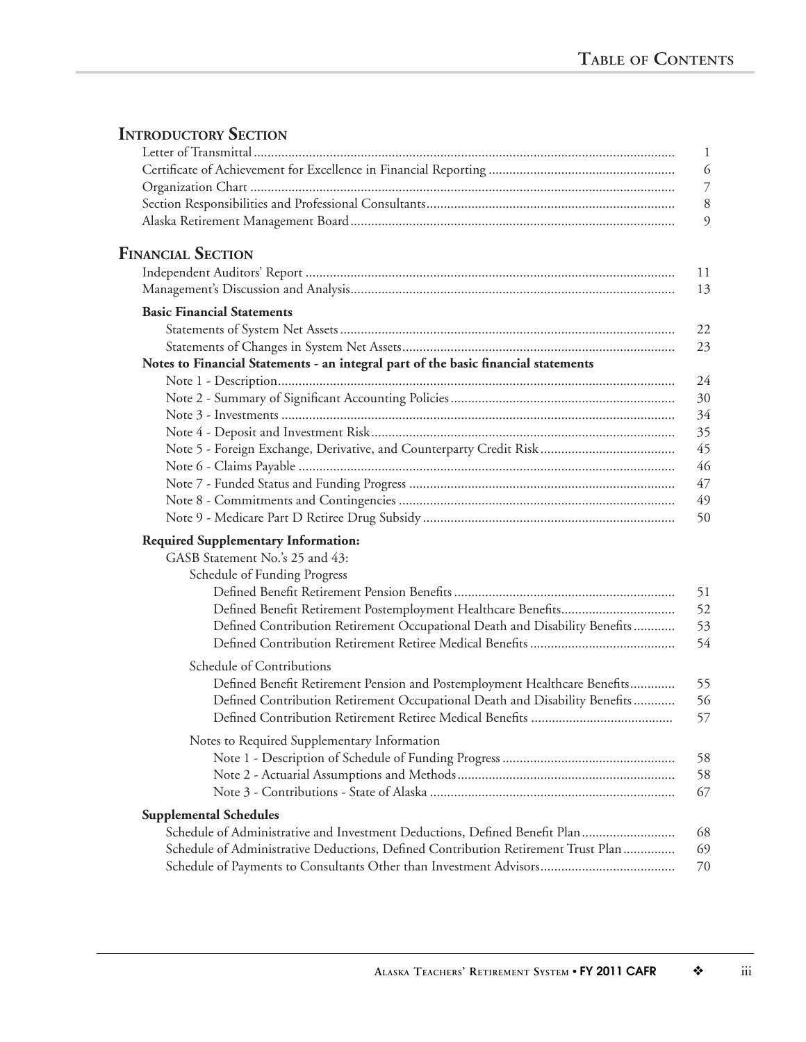# Table of Contents

## Introductory Section

| | |
|---|---|
| Letter of Transmittal | 1 |
| Certificate of Achievement for Excellence in Financial Reporting | 6 |
| Organization Chart | 7 |
| Section Responsibilities and Professional Consultants | 8 |
| Alaska Retirement Management Board | 9 |

## Financial Section

| | |
|---|---|
| Independent Auditors' Report | 11 |
| Management's Discussion and Analysis | 13 |

**Basic Financial Statements**

| | |
|---|---|
| Statements of System Net Assets | 22 |
| Statements of Changes in System Net Assets | 23 |

**Notes to Financial Statements - an integral part of the basic financial statements**

| | |
|---|---|
| Note 1 - Description | 24 |
| Note 2 - Summary of Significant Accounting Policies | 30 |
| Note 3 - Investments | 34 |
| Note 4 - Deposit and Investment Risk | 35 |
| Note 5 - Foreign Exchange, Derivative, and Counterparty Credit Risk | 45 |
| Note 6 - Claims Payable | 46 |
| Note 7 - Funded Status and Funding Progress | 47 |
| Note 8 - Commitments and Contingencies | 49 |
| Note 9 - Medicare Part D Retiree Drug Subsidy | 50 |

**Required Supplementary Information:**

GASB Statement No.'s 25 and 43:

Schedule of Funding Progress

| | |
|---|---|
| Defined Benefit Retirement Pension Benefits | 51 |
| Defined Benefit Retirement Postemployment Healthcare Benefits | 52 |
| Defined Contribution Retirement Occupational Death and Disability Benefits | 53 |
| Defined Contribution Retirement Retiree Medical Benefits | 54 |

Schedule of Contributions

| | |
|---|---|
| Defined Benefit Retirement Pension and Postemployment Healthcare Benefits | 55 |
| Defined Contribution Retirement Occupational Death and Disability Benefits | 56 |
| Defined Contribution Retirement Retiree Medical Benefits | 57 |

Notes to Required Supplementary Information

| | |
|---|---|
| Note 1 - Description of Schedule of Funding Progress | 58 |
| Note 2 - Actuarial Assumptions and Methods | 58 |
| Note 3 - Contributions - State of Alaska | 67 |

**Supplemental Schedules**

| | |
|---|---|
| Schedule of Administrative and Investment Deductions, Defined Benefit Plan | 68 |
| Schedule of Administrative Deductions, Defined Contribution Retirement Trust Plan | 69 |
| Schedule of Payments to Consultants Other than Investment Advisors | 70 |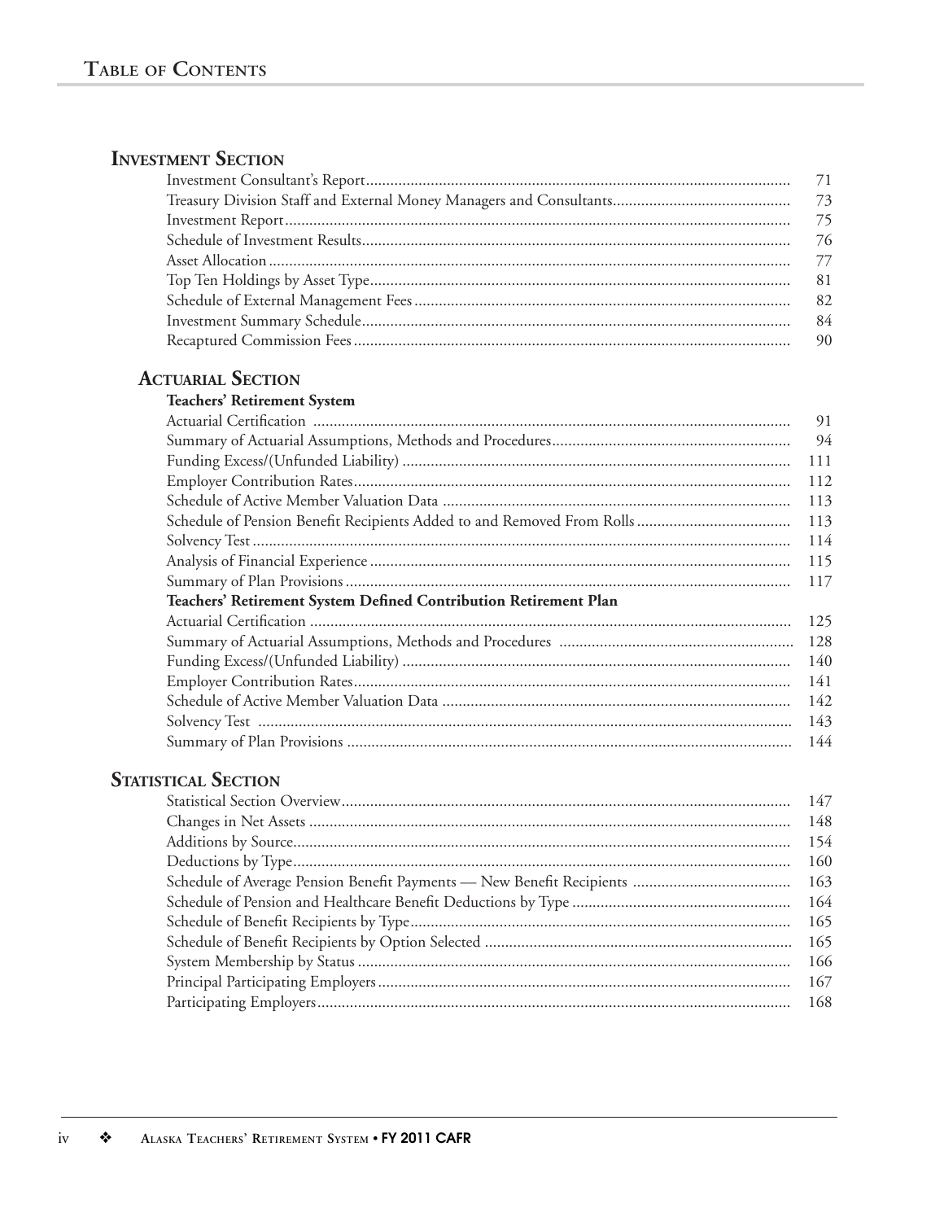# Table of Contents

## Investment Section

| | |
|---|---|
| Investment Consultant's Report | 71 |
| Treasury Division Staff and External Money Managers and Consultants | 73 |
| Investment Report | 75 |
| Schedule of Investment Results | 76 |
| Asset Allocation | 77 |
| Top Ten Holdings by Asset Type | 81 |
| Schedule of External Management Fees | 82 |
| Investment Summary Schedule | 84 |
| Recaptured Commission Fees | 90 |

## Actuarial Section

### Teachers' Retirement System

| | |
|---|---|
| Actuarial Certification | 91 |
| Summary of Actuarial Assumptions, Methods and Procedures | 94 |
| Funding Excess/(Unfunded Liability) | 111 |
| Employer Contribution Rates | 112 |
| Schedule of Active Member Valuation Data | 113 |
| Schedule of Pension Benefit Recipients Added to and Removed From Rolls | 113 |
| Solvency Test | 114 |
| Analysis of Financial Experience | 115 |
| Summary of Plan Provisions | 117 |

### Teachers' Retirement System Defined Contribution Retirement Plan

| | |
|---|---|
| Actuarial Certification | 125 |
| Summary of Actuarial Assumptions, Methods and Procedures | 128 |
| Funding Excess/(Unfunded Liability) | 140 |
| Employer Contribution Rates | 141 |
| Schedule of Active Member Valuation Data | 142 |
| Solvency Test | 143 |
| Summary of Plan Provisions | 144 |

## Statistical Section

| | |
|---|---|
| Statistical Section Overview | 147 |
| Changes in Net Assets | 148 |
| Additions by Source | 154 |
| Deductions by Type | 160 |
| Schedule of Average Pension Benefit Payments — New Benefit Recipients | 163 |
| Schedule of Pension and Healthcare Benefit Deductions by Type | 164 |
| Schedule of Benefit Recipients by Type | 165 |
| Schedule of Benefit Recipients by Option Selected | 165 |
| System Membership by Status | 166 |
| Principal Participating Employers | 167 |
| Participating Employers | 168 |